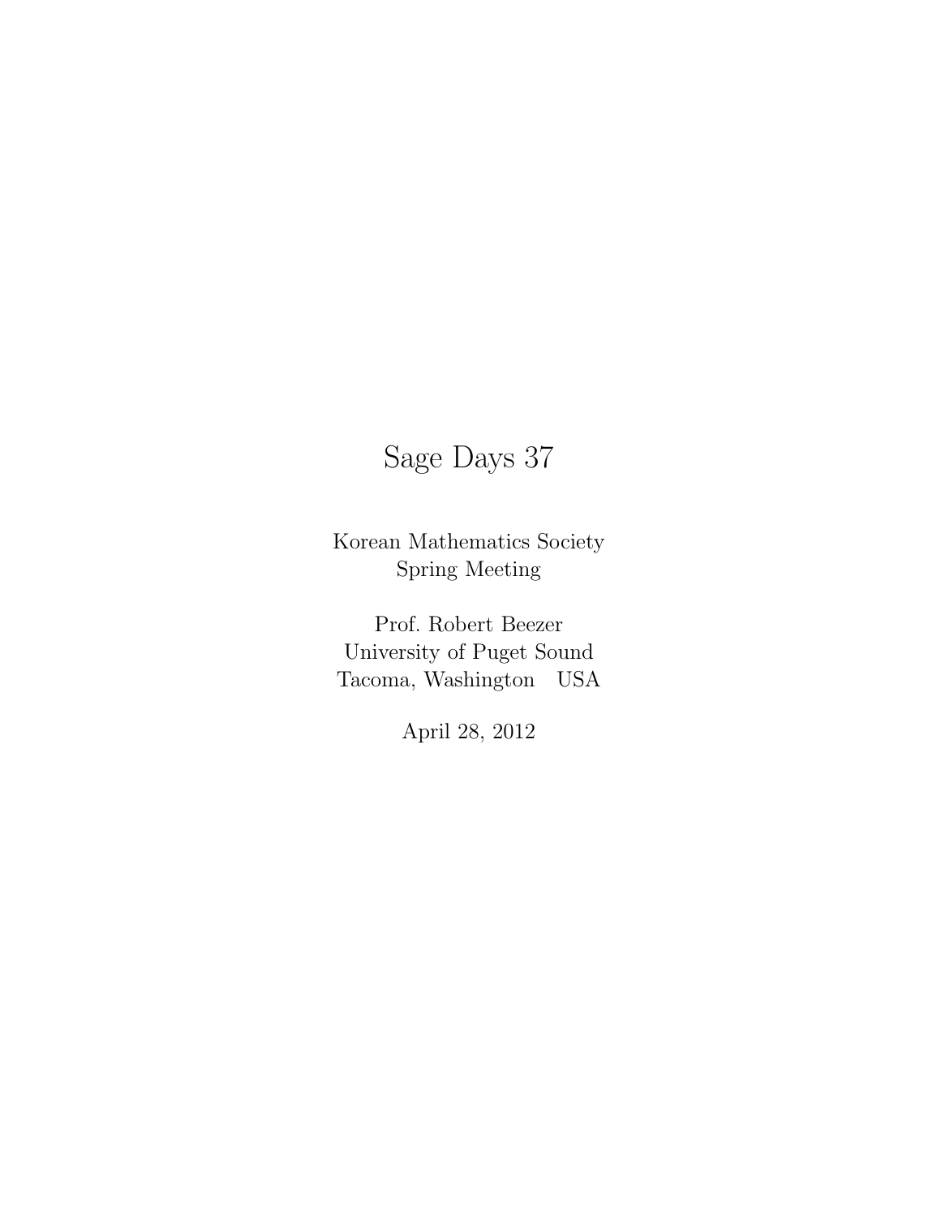# Sage Days 37

Korean Mathematics Society  
Spring Meeting

Prof. Robert Beezer  
University of Puget Sound  
Tacoma, Washington USA

April 28, 2012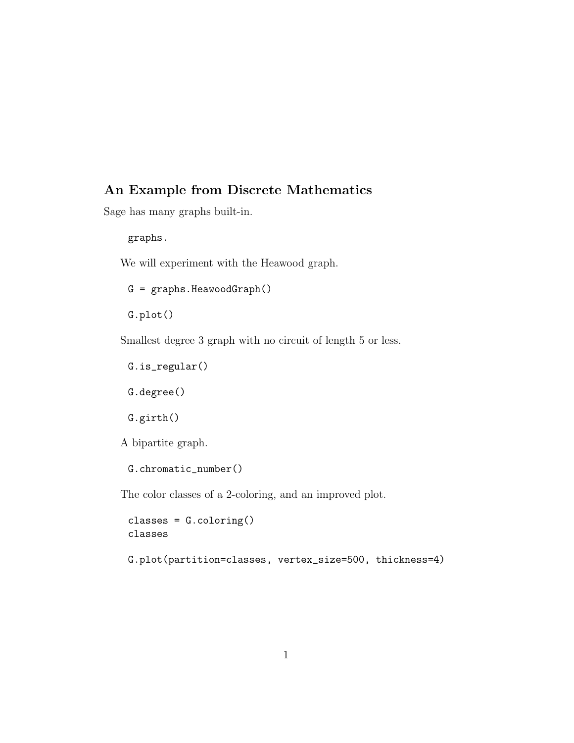## An Example from Discrete Mathematics

Sage has many graphs built-in.

```
graphs.
```

We will experiment with the Heawood graph.

```
G = graphs.HeawoodGraph()
```

```
G.plot()
```

Smallest degree 3 graph with no circuit of length 5 or less.

```
G.is_regular()
```

```
G.degree()
```

```
G.girth()
```

A bipartite graph.

```
G.chromatic_number()
```

The color classes of a 2-coloring, and an improved plot.

```
classes = G.coloring()
classes
```

```
G.plot(partition=classes, vertex_size=500, thickness=4)
```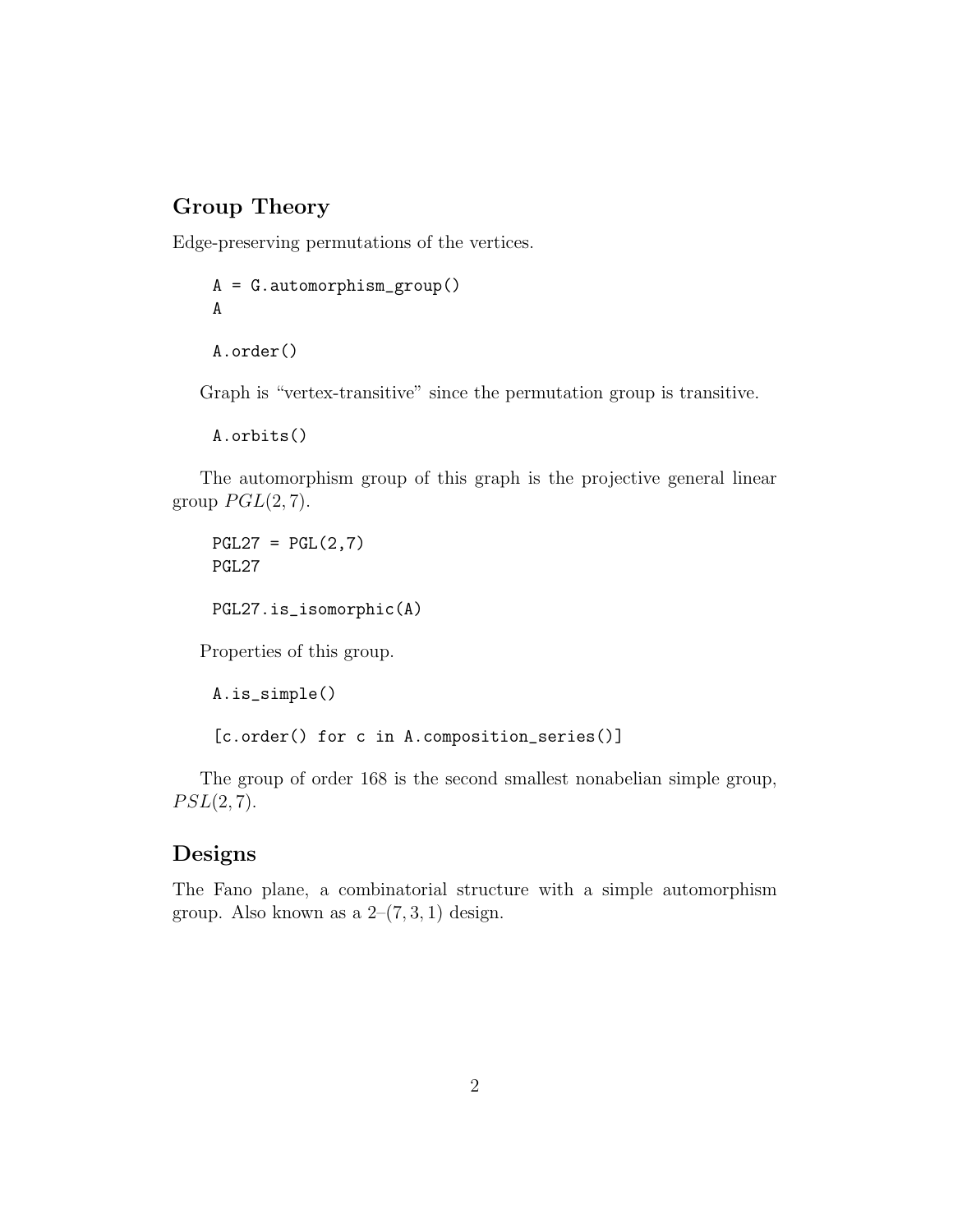## Group Theory

Edge-preserving permutations of the vertices.

```
A = G.automorphism_group()
A
```

```
A.order()
```

Graph is "vertex-transitive" since the permutation group is transitive.

```
A.orbits()
```

The automorphism group of this graph is the projective general linear group $PGL(2, 7)$.

```
PGL27 = PGL(2,7)
PGL27
```

```
PGL27.is_isomorphic(A)
```

Properties of this group.

```
A.is_simple()
```

```
[c.order() for c in A.composition_series()]
```

The group of order 168 is the second smallest nonabelian simple group, $PSL(2, 7)$.

## Designs

The Fano plane, a combinatorial structure with a simple automorphism group. Also known as a 2–$(7, 3, 1)$ design.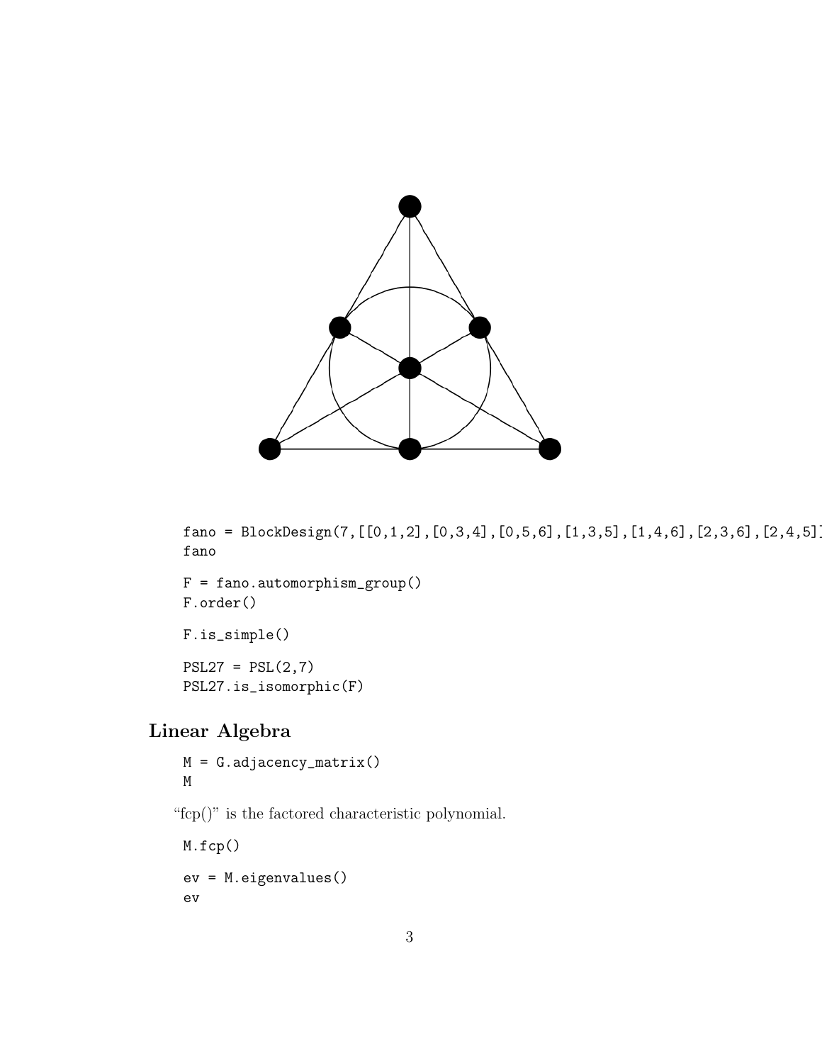```
fano = BlockDesign(7,[[0,1,2],[0,3,4],[0,5,6],[1,3,5],[1,4,6],[2,3,6],[2,4,5]]
fano
```

```
F = fano.automorphism_group()
F.order()
```

```
F.is_simple()
```

```
PSL27 = PSL(2,7)
PSL27.is_isomorphic(F)
```

## Linear Algebra

```
M = G.adjacency_matrix()
M
```

"fcp()" is the factored characteristic polynomial.

```
M.fcp()
```

```
ev = M.eigenvalues()
ev
```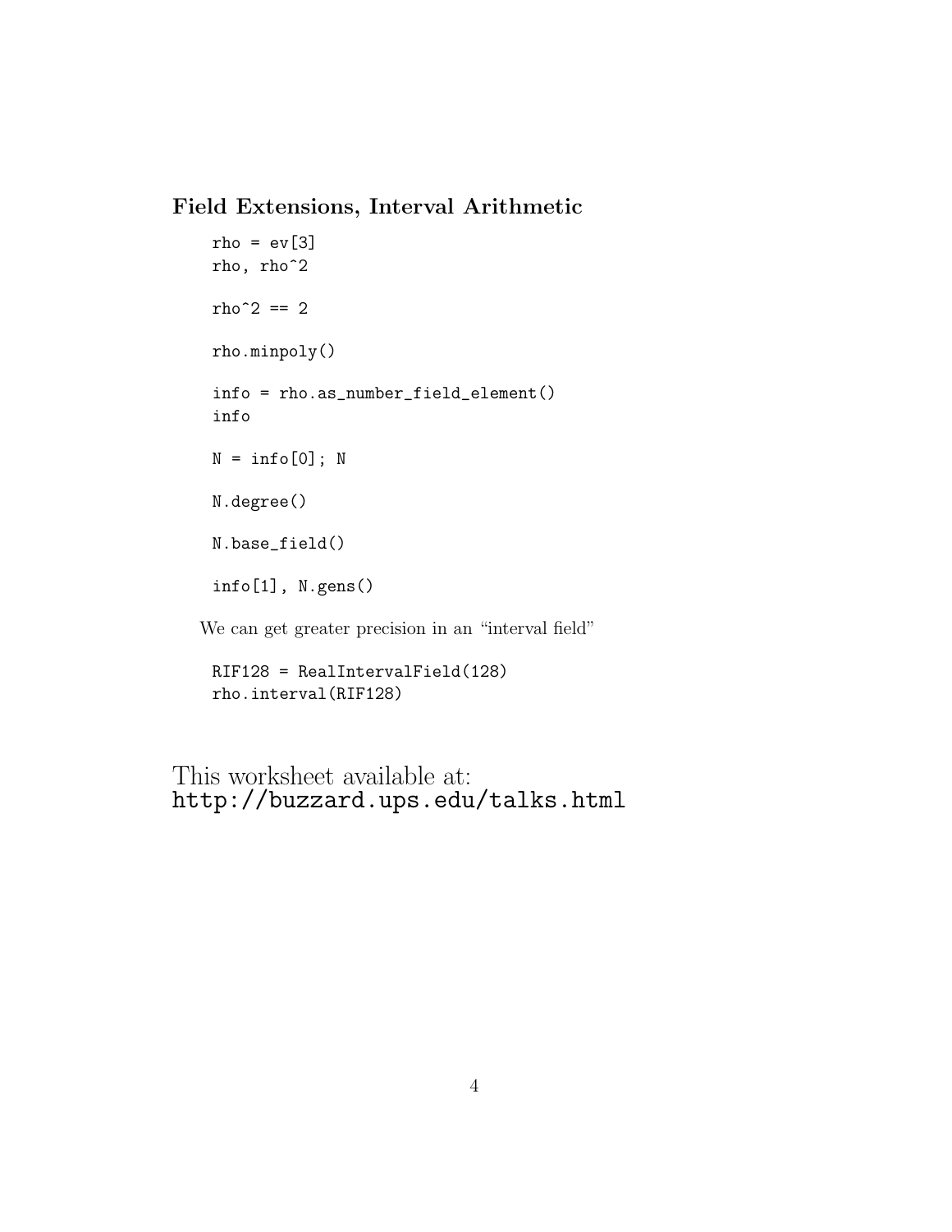### Field Extensions, Interval Arithmetic

```
rho = ev[3]
rho, rho^2

rho^2 == 2

rho.minpoly()

info = rho.as_number_field_element()
info

N = info[0]; N

N.degree()

N.base_field()

info[1], N.gens()
```

We can get greater precision in an "interval field"

```
RIF128 = RealIntervalField(128)
rho.interval(RIF128)
```

This worksheet available at:
`http://buzzard.ups.edu/talks.html`